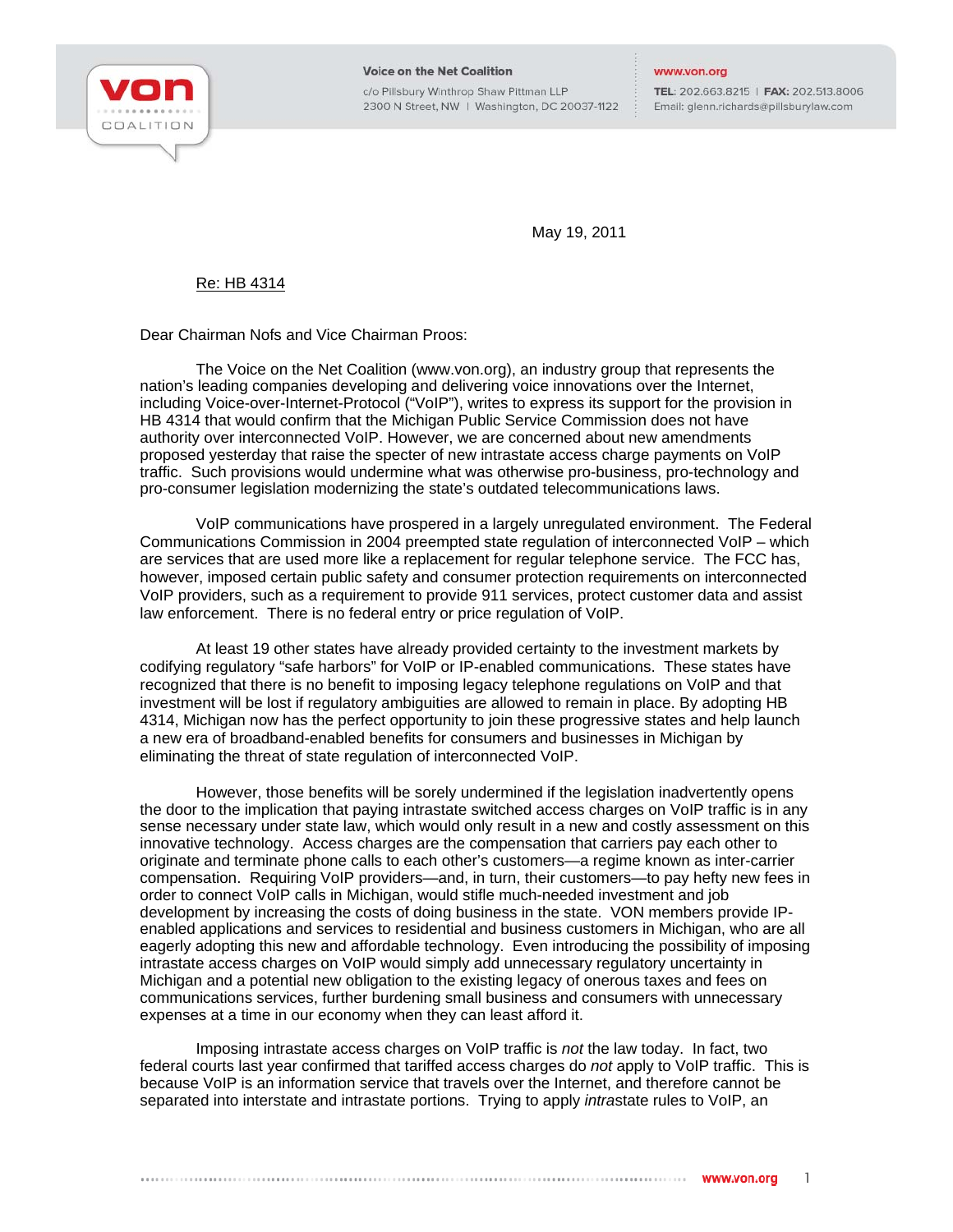**Voice on the Net Coalition**
c/o Pillsbury Winthrop Shaw Pittman LLP
2300 N Street, NW | Washington, DC 20037-1122

www.von.org
**TEL**: 202.663.8215 | **FAX**: 202.513.8006
Email: glenn.richards@pillsburylaw.com

May 19, 2011

Re: HB 4314

Dear Chairman Nofs and Vice Chairman Proos:

The Voice on the Net Coalition (www.von.org), an industry group that represents the nation's leading companies developing and delivering voice innovations over the Internet, including Voice-over-Internet-Protocol ("VoIP"), writes to express its support for the provision in HB 4314 that would confirm that the Michigan Public Service Commission does not have authority over interconnected VoIP. However, we are concerned about new amendments proposed yesterday that raise the specter of new intrastate access charge payments on VoIP traffic. Such provisions would undermine what was otherwise pro-business, pro-technology and pro-consumer legislation modernizing the state's outdated telecommunications laws.

VoIP communications have prospered in a largely unregulated environment. The Federal Communications Commission in 2004 preempted state regulation of interconnected VoIP – which are services that are used more like a replacement for regular telephone service. The FCC has, however, imposed certain public safety and consumer protection requirements on interconnected VoIP providers, such as a requirement to provide 911 services, protect customer data and assist law enforcement. There is no federal entry or price regulation of VoIP.

At least 19 other states have already provided certainty to the investment markets by codifying regulatory "safe harbors" for VoIP or IP-enabled communications. These states have recognized that there is no benefit to imposing legacy telephone regulations on VoIP and that investment will be lost if regulatory ambiguities are allowed to remain in place. By adopting HB 4314, Michigan now has the perfect opportunity to join these progressive states and help launch a new era of broadband-enabled benefits for consumers and businesses in Michigan by eliminating the threat of state regulation of interconnected VoIP.

However, those benefits will be sorely undermined if the legislation inadvertently opens the door to the implication that paying intrastate switched access charges on VoIP traffic is in any sense necessary under state law, which would only result in a new and costly assessment on this innovative technology. Access charges are the compensation that carriers pay each other to originate and terminate phone calls to each other's customers—a regime known as inter-carrier compensation. Requiring VoIP providers—and, in turn, their customers—to pay hefty new fees in order to connect VoIP calls in Michigan, would stifle much-needed investment and job development by increasing the costs of doing business in the state. VON members provide IP-enabled applications and services to residential and business customers in Michigan, who are all eagerly adopting this new and affordable technology. Even introducing the possibility of imposing intrastate access charges on VoIP would simply add unnecessary regulatory uncertainty in Michigan and a potential new obligation to the existing legacy of onerous taxes and fees on communications services, further burdening small business and consumers with unnecessary expenses at a time in our economy when they can least afford it.

Imposing intrastate access charges on VoIP traffic is *not* the law today. In fact, two federal courts last year confirmed that tariffed access charges do *not* apply to VoIP traffic. This is because VoIP is an information service that travels over the Internet, and therefore cannot be separated into interstate and intrastate portions. Trying to apply *intra*state rules to VoIP, an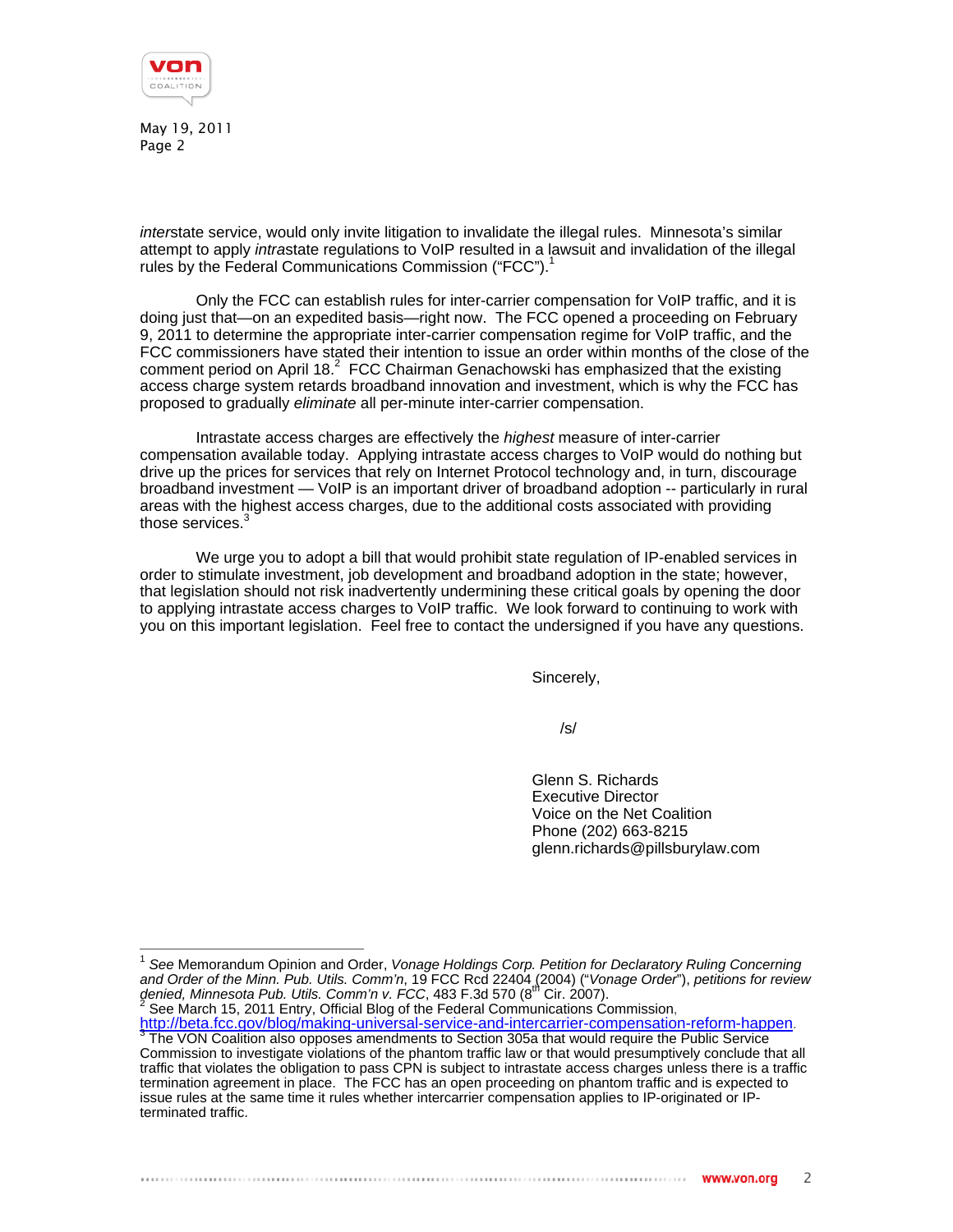*inter*state service, would only invite litigation to invalidate the illegal rules. Minnesota's similar attempt to apply *intra*state regulations to VoIP resulted in a lawsuit and invalidation of the illegal rules by the Federal Communications Commission ("FCC").[1]

Only the FCC can establish rules for inter-carrier compensation for VoIP traffic, and it is doing just that—on an expedited basis—right now. The FCC opened a proceeding on February 9, 2011 to determine the appropriate inter-carrier compensation regime for VoIP traffic, and the FCC commissioners have stated their intention to issue an order within months of the close of the comment period on April 18.[2] FCC Chairman Genachowski has emphasized that the existing access charge system retards broadband innovation and investment, which is why the FCC has proposed to gradually *eliminate* all per-minute inter-carrier compensation.

Intrastate access charges are effectively the *highest* measure of inter-carrier compensation available today. Applying intrastate access charges to VoIP would do nothing but drive up the prices for services that rely on Internet Protocol technology and, in turn, discourage broadband investment — VoIP is an important driver of broadband adoption -- particularly in rural areas with the highest access charges, due to the additional costs associated with providing those services.[3]

We urge you to adopt a bill that would prohibit state regulation of IP-enabled services in order to stimulate investment, job development and broadband adoption in the state; however, that legislation should not risk inadvertently undermining these critical goals by opening the door to applying intrastate access charges to VoIP traffic. We look forward to continuing to work with you on this important legislation. Feel free to contact the undersigned if you have any questions.

Sincerely,

/s/

Glenn S. Richards
Executive Director
Voice on the Net Coalition
Phone (202) 663-8215
glenn.richards@pillsburylaw.com

---

[1] *See* Memorandum Opinion and Order, *Vonage Holdings Corp. Petition for Declaratory Ruling Concerning and Order of the Minn. Pub. Utils. Comm'n*, 19 FCC Rcd 22404 (2004) ("*Vonage Order*"), *petitions for review denied, Minnesota Pub. Utils. Comm'n v. FCC*, 483 F.3d 570 (8th Cir. 2007).

[2] See March 15, 2011 Entry, Official Blog of the Federal Communications Commission, http://beta.fcc.gov/blog/making-universal-service-and-intercarrier-compensation-reform-happen.

[3] The VON Coalition also opposes amendments to Section 305a that would require the Public Service Commission to investigate violations of the phantom traffic law or that would presumptively conclude that all traffic that violates the obligation to pass CPN is subject to intrastate access charges unless there is a traffic termination agreement in place. The FCC has an open proceeding on phantom traffic and is expected to issue rules at the same time it rules whether intercarrier compensation applies to IP-originated or IP-terminated traffic.